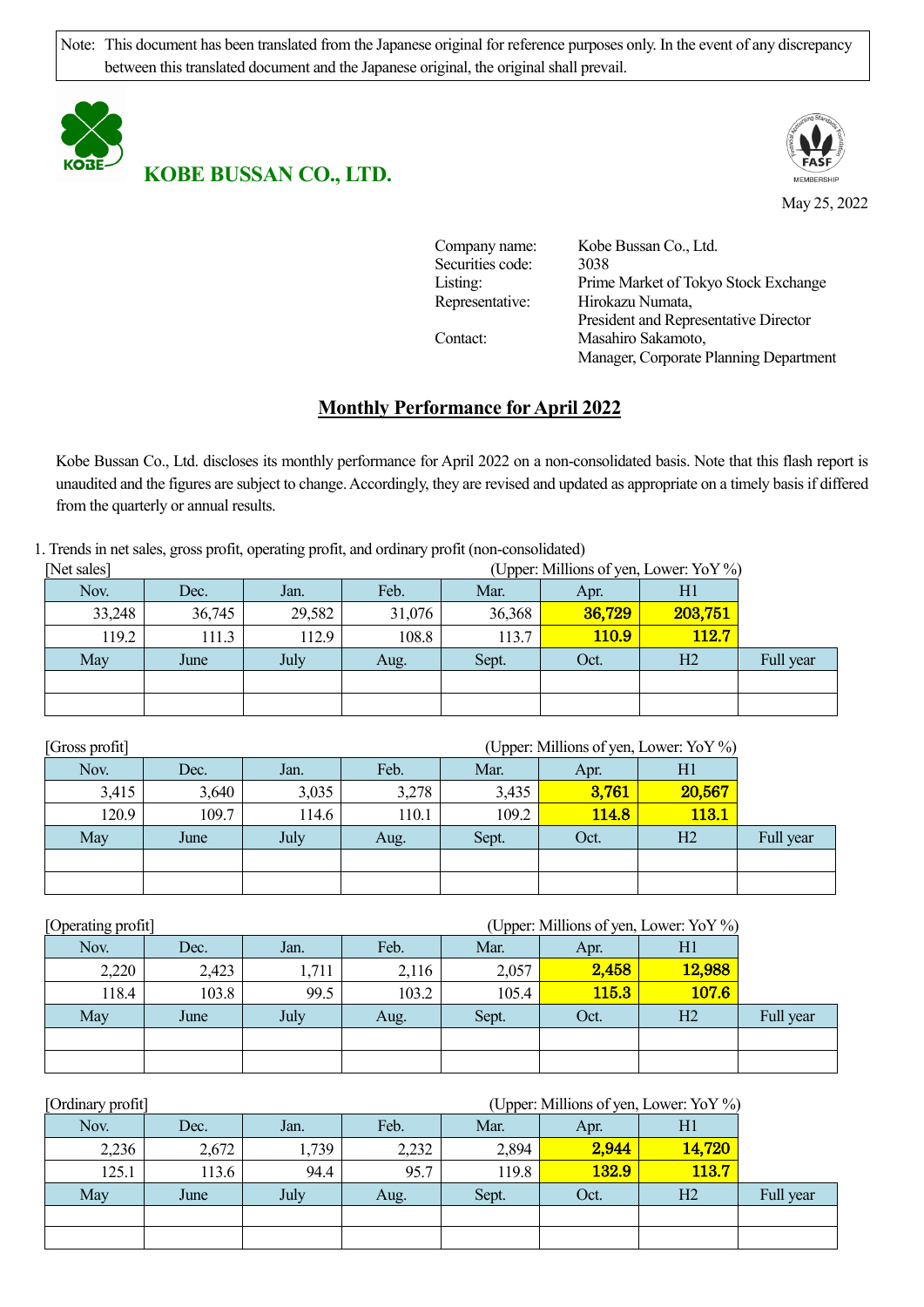Note: This document has been translated from the Japanese original for reference purposes only. In the event of any discrepancy between this translated document and the Japanese original, the original shall prevail.

**KOBE BUSSAN CO., LTD.**

May 25, 2022

Company name: Kobe Bussan Co., Ltd.
Securities code: 3038
Listing: Prime Market of Tokyo Stock Exchange
Representative: Hirokazu Numata, President and Representative Director
Contact: Masahiro Sakamoto, Manager, Corporate Planning Department

## Monthly Performance for April 2022

Kobe Bussan Co., Ltd. discloses its monthly performance for April 2022 on a non-consolidated basis. Note that this flash report is unaudited and the figures are subject to change. Accordingly, they are revised and updated as appropriate on a timely basis if differed from the quarterly or annual results.

1. Trends in net sales, gross profit, operating profit, and ordinary profit (non-consolidated)

[Net sales] (Upper: Millions of yen, Lower: YoY %)

| Nov. | Dec. | Jan. | Feb. | Mar. | Apr. | H1 | |
|---|---|---|---|---|---|---|---|
| 33,248 | 36,745 | 29,582 | 31,076 | 36,368 | **36,729** | **203,751** | |
| 119.2 | 111.3 | 112.9 | 108.8 | 113.7 | **110.9** | **112.7** | |
| May | June | July | Aug. | Sept. | Oct. | H2 | Full year |
| | | | | | | | |
| | | | | | | | |

[Gross profit] (Upper: Millions of yen, Lower: YoY %)

| Nov. | Dec. | Jan. | Feb. | Mar. | Apr. | H1 | |
|---|---|---|---|---|---|---|---|
| 3,415 | 3,640 | 3,035 | 3,278 | 3,435 | **3,761** | **20,567** | |
| 120.9 | 109.7 | 114.6 | 110.1 | 109.2 | **114.8** | **113.1** | |
| May | June | July | Aug. | Sept. | Oct. | H2 | Full year |
| | | | | | | | |
| | | | | | | | |

[Operating profit] (Upper: Millions of yen, Lower: YoY %)

| Nov. | Dec. | Jan. | Feb. | Mar. | Apr. | H1 | |
|---|---|---|---|---|---|---|---|
| 2,220 | 2,423 | 1,711 | 2,116 | 2,057 | **2,458** | **12,988** | |
| 118.4 | 103.8 | 99.5 | 103.2 | 105.4 | **115.3** | **107.6** | |
| May | June | July | Aug. | Sept. | Oct. | H2 | Full year |
| | | | | | | | |
| | | | | | | | |

[Ordinary profit] (Upper: Millions of yen, Lower: YoY %)

| Nov. | Dec. | Jan. | Feb. | Mar. | Apr. | H1 | |
|---|---|---|---|---|---|---|---|
| 2,236 | 2,672 | 1,739 | 2,232 | 2,894 | **2,944** | **14,720** | |
| 125.1 | 113.6 | 94.4 | 95.7 | 119.8 | **132.9** | **113.7** | |
| May | June | July | Aug. | Sept. | Oct. | H2 | Full year |
| | | | | | | | |
| | | | | | | | |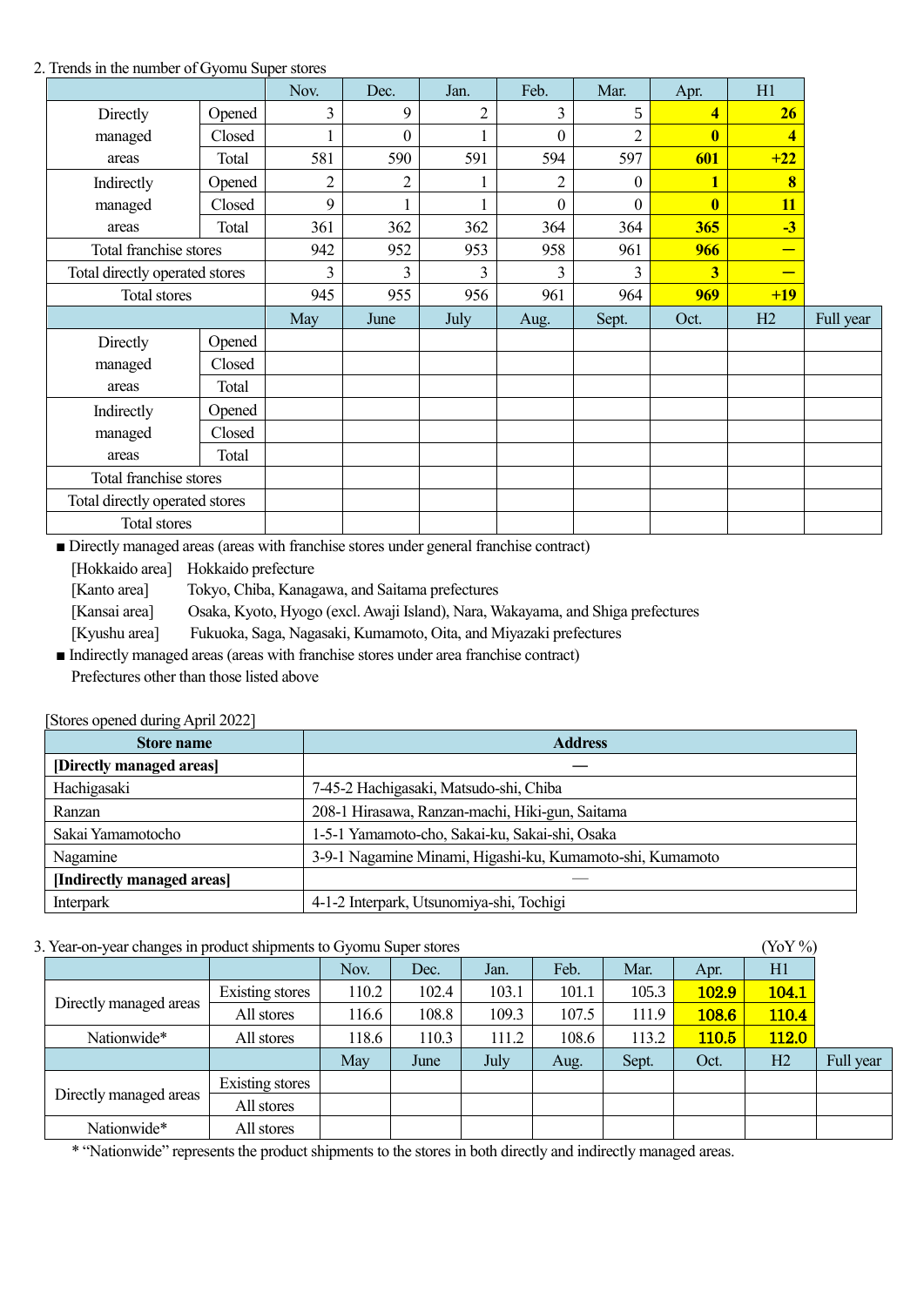2. Trends in the number of Gyomu Super stores

| | | Nov. | Dec. | Jan. | Feb. | Mar. | Apr. | H1 | |
|---|---|---|---|---|---|---|---|---|---|
| Directly managed areas | Opened | 3 | 9 | 2 | 3 | 5 | **4** | **26** | |
| | Closed | 1 | 0 | 1 | 0 | 2 | **0** | **4** | |
| | Total | 581 | 590 | 591 | 594 | 597 | **601** | **+22** | |
| Indirectly managed areas | Opened | 2 | 2 | 1 | 2 | 0 | **1** | **8** | |
| | Closed | 9 | 1 | 1 | 0 | 0 | **0** | **11** | |
| | Total | 361 | 362 | 362 | 364 | 364 | **365** | **-3** | |
| Total franchise stores | | 942 | 952 | 953 | 958 | 961 | **966** | **—** | |
| Total directly operated stores | | 3 | 3 | 3 | 3 | 3 | **3** | **—** | |
| Total stores | | 945 | 955 | 956 | 961 | 964 | **969** | **+19** | |
| | | May | June | July | Aug. | Sept. | Oct. | H2 | Full year |
| Directly managed areas | Opened | | | | | | | | |
| | Closed | | | | | | | | |
| | Total | | | | | | | | |
| Indirectly managed areas | Opened | | | | | | | | |
| | Closed | | | | | | | | |
| | Total | | | | | | | | |
| Total franchise stores | | | | | | | | | |
| Total directly operated stores | | | | | | | | | |
| Total stores | | | | | | | | | |

■ Directly managed areas (areas with franchise stores under general franchise contract)

[Hokkaido area] Hokkaido prefecture

[Kanto area] Tokyo, Chiba, Kanagawa, and Saitama prefectures

[Kansai area] Osaka, Kyoto, Hyogo (excl. Awaji Island), Nara, Wakayama, and Shiga prefectures

[Kyushu area] Fukuoka, Saga, Nagasaki, Kumamoto, Oita, and Miyazaki prefectures

■ Indirectly managed areas (areas with franchise stores under area franchise contract)

Prefectures other than those listed above

[Stores opened during April 2022]

| Store name | Address |
|---|---|
| **[Directly managed areas]** | — |
| Hachigasaki | 7-45-2 Hachigasaki, Matsudo-shi, Chiba |
| Ranzan | 208-1 Hirasawa, Ranzan-machi, Hiki-gun, Saitama |
| Sakai Yamamotocho | 1-5-1 Yamamoto-cho, Sakai-ku, Sakai-shi, Osaka |
| Nagamine | 3-9-1 Nagamine Minami, Higashi-ku, Kumamoto-shi, Kumamoto |
| **[Indirectly managed areas]** | — |
| Interpark | 4-1-2 Interpark, Utsunomiya-shi, Tochigi |

3. Year-on-year changes in product shipments to Gyomu Super stores (YoY %)

| | | Nov. | Dec. | Jan. | Feb. | Mar. | Apr. | H1 | |
|---|---|---|---|---|---|---|---|---|---|
| Directly managed areas | Existing stores | 110.2 | 102.4 | 103.1 | 101.1 | 105.3 | **102.9** | **104.1** | |
| | All stores | 116.6 | 108.8 | 109.3 | 107.5 | 111.9 | **108.6** | **110.4** | |
| Nationwide* | All stores | 118.6 | 110.3 | 111.2 | 108.6 | 113.2 | **110.5** | **112.0** | |
| | | May | June | July | Aug. | Sept. | Oct. | H2 | Full year |
| Directly managed areas | Existing stores | | | | | | | | |
| | All stores | | | | | | | | |
| Nationwide* | All stores | | | | | | | | |

* "Nationwide" represents the product shipments to the stores in both directly and indirectly managed areas.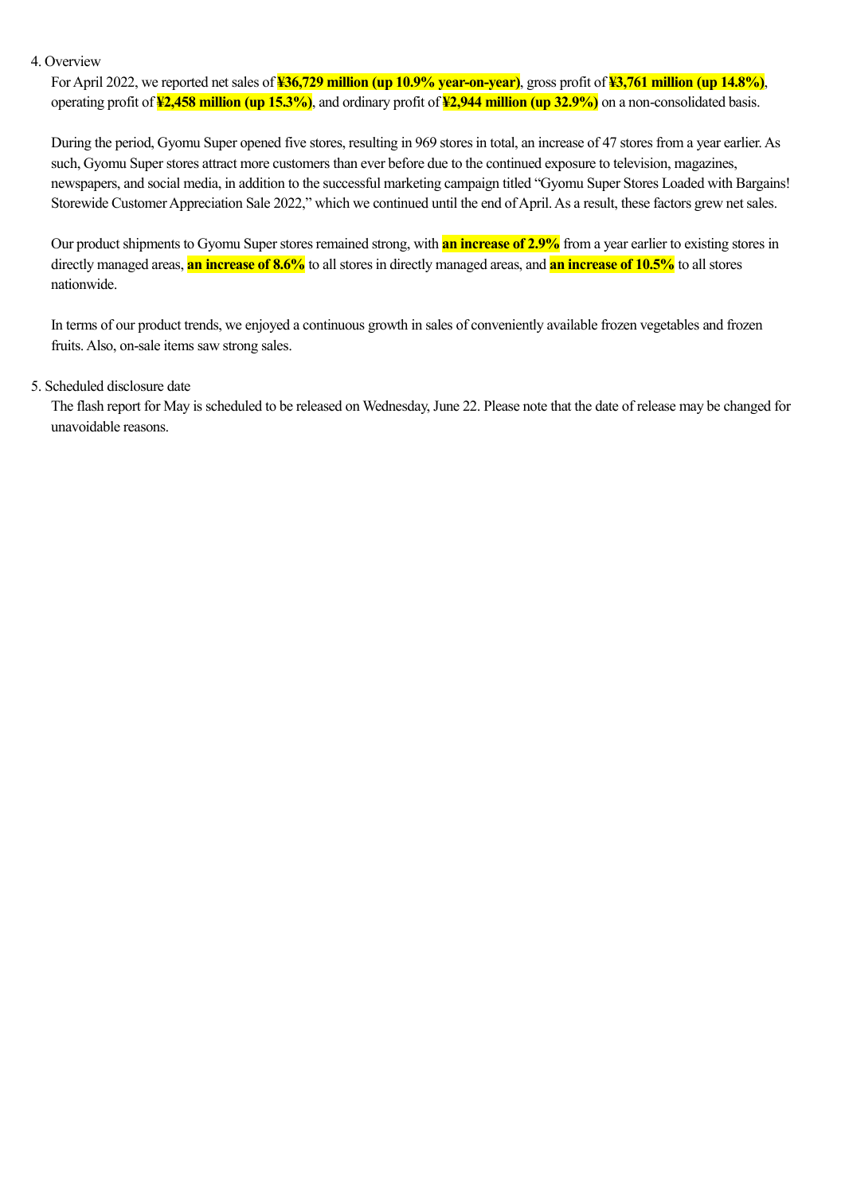4. Overview

For April 2022, we reported net sales of **¥36,729 million (up 10.9% year-on-year)**, gross profit of **¥3,761 million (up 14.8%)**, operating profit of **¥2,458 million (up 15.3%)**, and ordinary profit of **¥2,944 million (up 32.9%)** on a non-consolidated basis.

During the period, Gyomu Super opened five stores, resulting in 969 stores in total, an increase of 47 stores from a year earlier. As such, Gyomu Super stores attract more customers than ever before due to the continued exposure to television, magazines, newspapers, and social media, in addition to the successful marketing campaign titled "Gyomu Super Stores Loaded with Bargains! Storewide Customer Appreciation Sale 2022," which we continued until the end of April. As a result, these factors grew net sales.

Our product shipments to Gyomu Super stores remained strong, with **an increase of 2.9%** from a year earlier to existing stores in directly managed areas, **an increase of 8.6%** to all stores in directly managed areas, and **an increase of 10.5%** to all stores nationwide.

In terms of our product trends, we enjoyed a continuous growth in sales of conveniently available frozen vegetables and frozen fruits. Also, on-sale items saw strong sales.

5. Scheduled disclosure date

The flash report for May is scheduled to be released on Wednesday, June 22. Please note that the date of release may be changed for unavoidable reasons.